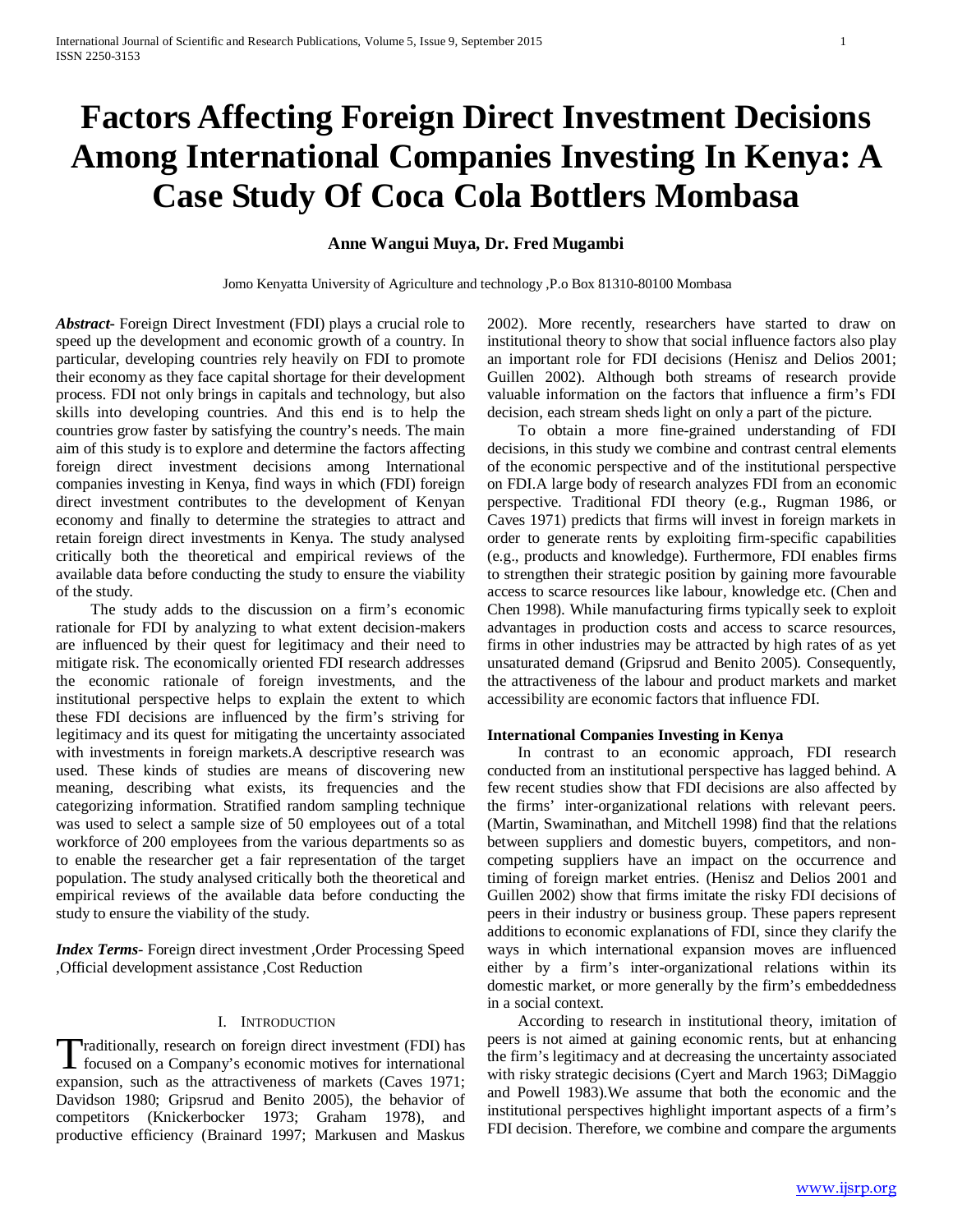# Factors Affecting Foreign Direct Investment Decisions Among International Companies Investing In Kenya: A Case Study Of Coca Cola Bottlers Mombasa

**Anne Wangui Muya, Dr. Fred Mugambi**

Jomo Kenyatta University of Agriculture and technology ,P.o Box 81310-80100 Mombasa

***Abstract-*** Foreign Direct Investment (FDI) plays a crucial role to speed up the development and economic growth of a country. In particular, developing countries rely heavily on FDI to promote their economy as they face capital shortage for their development process. FDI not only brings in capitals and technology, but also skills into developing countries. And this end is to help the countries grow faster by satisfying the country's needs. The main aim of this study is to explore and determine the factors affecting foreign direct investment decisions among International companies investing in Kenya, find ways in which (FDI) foreign direct investment contributes to the development of Kenyan economy and finally to determine the strategies to attract and retain foreign direct investments in Kenya. The study analysed critically both the theoretical and empirical reviews of the available data before conducting the study to ensure the viability of the study.

The study adds to the discussion on a firm's economic rationale for FDI by analyzing to what extent decision-makers are influenced by their quest for legitimacy and their need to mitigate risk. The economically oriented FDI research addresses the economic rationale of foreign investments, and the institutional perspective helps to explain the extent to which these FDI decisions are influenced by the firm's striving for legitimacy and its quest for mitigating the uncertainty associated with investments in foreign markets.A descriptive research was used. These kinds of studies are means of discovering new meaning, describing what exists, its frequencies and the categorizing information. Stratified random sampling technique was used to select a sample size of 50 employees out of a total workforce of 200 employees from the various departments so as to enable the researcher get a fair representation of the target population. The study analysed critically both the theoretical and empirical reviews of the available data before conducting the study to ensure the viability of the study.

***Index Terms-*** Foreign direct investment ,Order Processing Speed ,Official development assistance ,Cost Reduction

## I. Introduction

Traditionally, research on foreign direct investment (FDI) has focused on a Company's economic motives for international expansion, such as the attractiveness of markets (Caves 1971; Davidson 1980; Gripsrud and Benito 2005), the behavior of competitors (Knickerbocker 1973; Graham 1978), and productive efficiency (Brainard 1997; Markusen and Maskus 2002). More recently, researchers have started to draw on institutional theory to show that social influence factors also play an important role for FDI decisions (Henisz and Delios 2001; Guillen 2002). Although both streams of research provide valuable information on the factors that influence a firm's FDI decision, each stream sheds light on only a part of the picture.

To obtain a more fine-grained understanding of FDI decisions, in this study we combine and contrast central elements of the economic perspective and of the institutional perspective on FDI.A large body of research analyzes FDI from an economic perspective. Traditional FDI theory (e.g., Rugman 1986, or Caves 1971) predicts that firms will invest in foreign markets in order to generate rents by exploiting firm-specific capabilities (e.g., products and knowledge). Furthermore, FDI enables firms to strengthen their strategic position by gaining more favourable access to scarce resources like labour, knowledge etc. (Chen and Chen 1998). While manufacturing firms typically seek to exploit advantages in production costs and access to scarce resources, firms in other industries may be attracted by high rates of as yet unsaturated demand (Gripsrud and Benito 2005). Consequently, the attractiveness of the labour and product markets and market accessibility are economic factors that influence FDI.

### International Companies Investing in Kenya

In contrast to an economic approach, FDI research conducted from an institutional perspective has lagged behind. A few recent studies show that FDI decisions are also affected by the firms' inter-organizational relations with relevant peers. (Martin, Swaminathan, and Mitchell 1998) find that the relations between suppliers and domestic buyers, competitors, and non-competing suppliers have an impact on the occurrence and timing of foreign market entries. (Henisz and Delios 2001 and Guillen 2002) show that firms imitate the risky FDI decisions of peers in their industry or business group. These papers represent additions to economic explanations of FDI, since they clarify the ways in which international expansion moves are influenced either by a firm's inter-organizational relations within its domestic market, or more generally by the firm's embeddedness in a social context.

According to research in institutional theory, imitation of peers is not aimed at gaining economic rents, but at enhancing the firm's legitimacy and at decreasing the uncertainty associated with risky strategic decisions (Cyert and March 1963; DiMaggio and Powell 1983).We assume that both the economic and the institutional perspectives highlight important aspects of a firm's FDI decision. Therefore, we combine and compare the arguments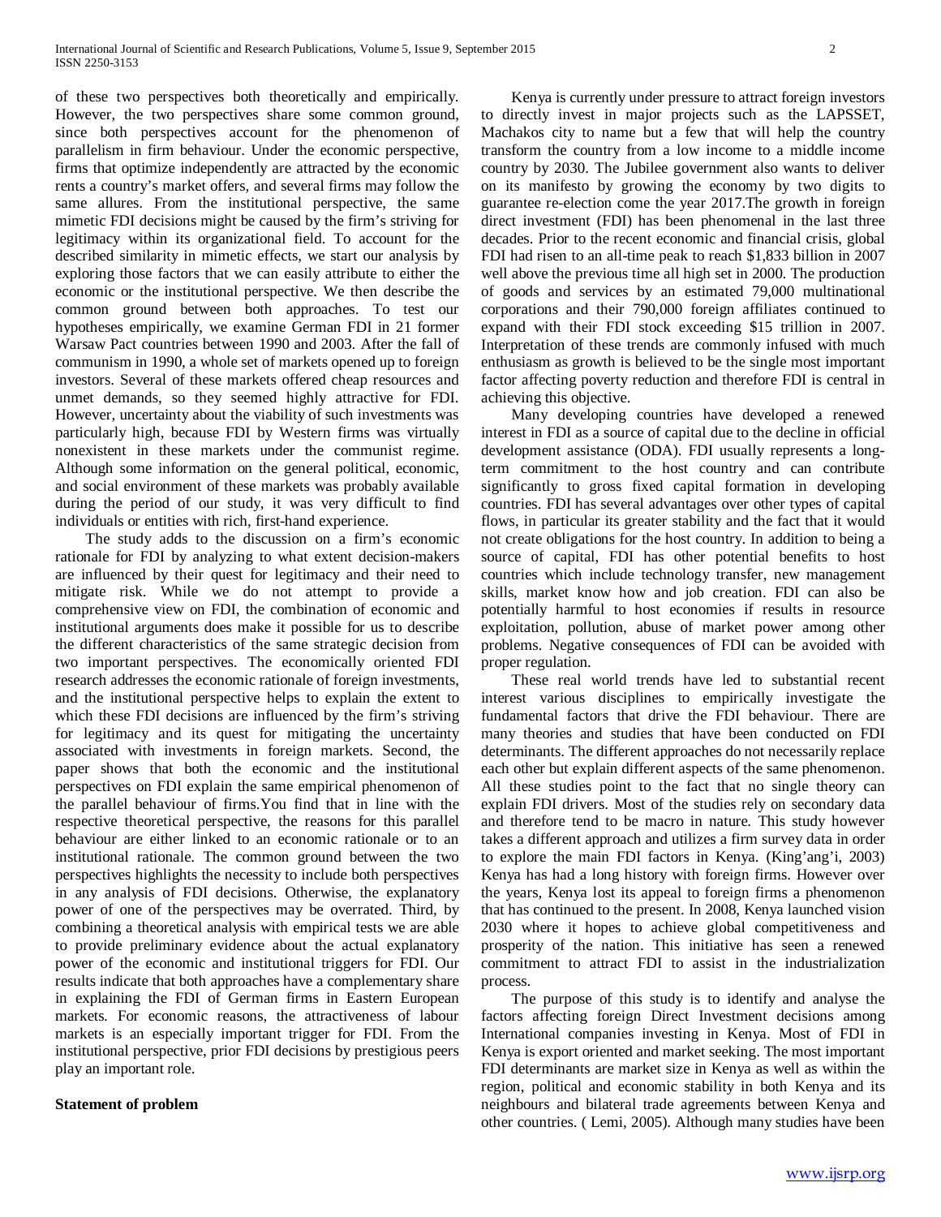of these two perspectives both theoretically and empirically. However, the two perspectives share some common ground, since both perspectives account for the phenomenon of parallelism in firm behaviour. Under the economic perspective, firms that optimize independently are attracted by the economic rents a country's market offers, and several firms may follow the same allures. From the institutional perspective, the same mimetic FDI decisions might be caused by the firm's striving for legitimacy within its organizational field. To account for the described similarity in mimetic effects, we start our analysis by exploring those factors that we can easily attribute to either the economic or the institutional perspective. We then describe the common ground between both approaches. To test our hypotheses empirically, we examine German FDI in 21 former Warsaw Pact countries between 1990 and 2003. After the fall of communism in 1990, a whole set of markets opened up to foreign investors. Several of these markets offered cheap resources and unmet demands, so they seemed highly attractive for FDI. However, uncertainty about the viability of such investments was particularly high, because FDI by Western firms was virtually nonexistent in these markets under the communist regime. Although some information on the general political, economic, and social environment of these markets was probably available during the period of our study, it was very difficult to find individuals or entities with rich, first-hand experience.

The study adds to the discussion on a firm's economic rationale for FDI by analyzing to what extent decision-makers are influenced by their quest for legitimacy and their need to mitigate risk. While we do not attempt to provide a comprehensive view on FDI, the combination of economic and institutional arguments does make it possible for us to describe the different characteristics of the same strategic decision from two important perspectives. The economically oriented FDI research addresses the economic rationale of foreign investments, and the institutional perspective helps to explain the extent to which these FDI decisions are influenced by the firm's striving for legitimacy and its quest for mitigating the uncertainty associated with investments in foreign markets. Second, the paper shows that both the economic and the institutional perspectives on FDI explain the same empirical phenomenon of the parallel behaviour of firms.You find that in line with the respective theoretical perspective, the reasons for this parallel behaviour are either linked to an economic rationale or to an institutional rationale. The common ground between the two perspectives highlights the necessity to include both perspectives in any analysis of FDI decisions. Otherwise, the explanatory power of one of the perspectives may be overrated. Third, by combining a theoretical analysis with empirical tests we are able to provide preliminary evidence about the actual explanatory power of the economic and institutional triggers for FDI. Our results indicate that both approaches have a complementary share in explaining the FDI of German firms in Eastern European markets. For economic reasons, the attractiveness of labour markets is an especially important trigger for FDI. From the institutional perspective, prior FDI decisions by prestigious peers play an important role.

**Statement of problem**

Kenya is currently under pressure to attract foreign investors to directly invest in major projects such as the LAPSSET, Machakos city to name but a few that will help the country transform the country from a low income to a middle income country by 2030. The Jubilee government also wants to deliver on its manifesto by growing the economy by two digits to guarantee re-election come the year 2017.The growth in foreign direct investment (FDI) has been phenomenal in the last three decades. Prior to the recent economic and financial crisis, global FDI had risen to an all-time peak to reach $1,833 billion in 2007 well above the previous time all high set in 2000. The production of goods and services by an estimated 79,000 multinational corporations and their 790,000 foreign affiliates continued to expand with their FDI stock exceeding $15 trillion in 2007. Interpretation of these trends are commonly infused with much enthusiasm as growth is believed to be the single most important factor affecting poverty reduction and therefore FDI is central in achieving this objective.

Many developing countries have developed a renewed interest in FDI as a source of capital due to the decline in official development assistance (ODA). FDI usually represents a long-term commitment to the host country and can contribute significantly to gross fixed capital formation in developing countries. FDI has several advantages over other types of capital flows, in particular its greater stability and the fact that it would not create obligations for the host country. In addition to being a source of capital, FDI has other potential benefits to host countries which include technology transfer, new management skills, market know how and job creation. FDI can also be potentially harmful to host economies if results in resource exploitation, pollution, abuse of market power among other problems. Negative consequences of FDI can be avoided with proper regulation.

These real world trends have led to substantial recent interest various disciplines to empirically investigate the fundamental factors that drive the FDI behaviour. There are many theories and studies that have been conducted on FDI determinants. The different approaches do not necessarily replace each other but explain different aspects of the same phenomenon. All these studies point to the fact that no single theory can explain FDI drivers. Most of the studies rely on secondary data and therefore tend to be macro in nature. This study however takes a different approach and utilizes a firm survey data in order to explore the main FDI factors in Kenya. (King'ang'i, 2003) Kenya has had a long history with foreign firms. However over the years, Kenya lost its appeal to foreign firms a phenomenon that has continued to the present. In 2008, Kenya launched vision 2030 where it hopes to achieve global competitiveness and prosperity of the nation. This initiative has seen a renewed commitment to attract FDI to assist in the industrialization process.

The purpose of this study is to identify and analyse the factors affecting foreign Direct Investment decisions among International companies investing in Kenya. Most of FDI in Kenya is export oriented and market seeking. The most important FDI determinants are market size in Kenya as well as within the region, political and economic stability in both Kenya and its neighbours and bilateral trade agreements between Kenya and other countries. ( Lemi, 2005). Although many studies have been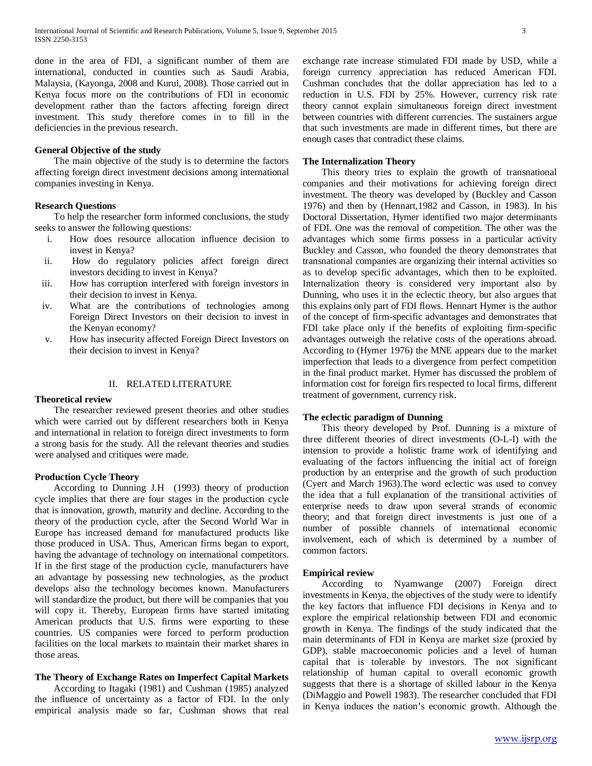done in the area of FDI, a significant number of them are international, conducted in counties such as Saudi Arabia, Malaysia, (Kayonga, 2008 and Kurui, 2008). Those carried out in Kenya focus more on the contributions of FDI in economic development rather than the factors affecting foreign direct investment. This study therefore comes in to fill in the deficiencies in the previous research.

### General Objective of the study

The main objective of the study is to determine the factors affecting foreign direct investment decisions among international companies investing in Kenya.

### Research Questions

To help the researcher form informed conclusions, the study seeks to answer the following questions:

i. How does resource allocation influence decision to invest in Kenya?
ii. How do regulatory policies affect foreign direct investors deciding to invest in Kenya?
iii. How has corruption interfered with foreign investors in their decision to invest in Kenya.
iv. What are the contributions of technologies among Foreign Direct Investors on their decision to invest in the Kenyan economy?
v. How has insecurity affected Foreign Direct Investors on their decision to invest in Kenya?

## II. RELATED LITERATURE

### Theoretical review

The researcher reviewed present theories and other studies which were carried out by different researchers both in Kenya and international in relation to foreign direct investments to form a strong basis for the study. All the relevant theories and studies were analysed and critiques were made.

### Production Cycle Theory

According to Dunning J.H (1993) theory of production cycle implies that there are four stages in the production cycle that is innovation, growth, maturity and decline. According to the theory of the production cycle, after the Second World War in Europe has increased demand for manufactured products like those produced in USA. Thus, American firms began to export, having the advantage of technology on international competitors. If in the first stage of the production cycle, manufacturers have an advantage by possessing new technologies, as the product develops also the technology becomes known. Manufacturers will standardize the product, but there will be companies that you will copy it. Thereby, European firms have started imitating American products that U.S. firms were exporting to these countries. US companies were forced to perform production facilities on the local markets to maintain their market shares in those areas.

### The Theory of Exchange Rates on Imperfect Capital Markets

According to Itagaki (1981) and Cushman (1985) analyzed the influence of uncertainty as a factor of FDI. In the only empirical analysis made so far, Cushman shows that real exchange rate increase stimulated FDI made by USD, while a foreign currency appreciation has reduced American FDI. Cushman concludes that the dollar appreciation has led to a reduction in U.S. FDI by 25%. However, currency risk rate theory cannot explain simultaneous foreign direct investment between countries with different currencies. The sustainers argue that such investments are made in different times, but there are enough cases that contradict these claims.

### The Internalization Theory

This theory tries to explain the growth of transnational companies and their motivations for achieving foreign direct investment. The theory was developed by (Buckley and Casson 1976) and then by (Hennart,1982 and Casson, in 1983). In his Doctoral Dissertation, Hymer identified two major determinants of FDI. One was the removal of competition. The other was the advantages which some firms possess in a particular activity Buckley and Casson, who founded the theory demonstrates that transnational companies are organizing their internal activities so as to develop specific advantages, which then to be exploited. Internalization theory is considered very important also by Dunning, who uses it in the eclectic theory, but also argues that this explains only part of FDI flows. Hennart Hymer is the author of the concept of firm-specific advantages and demonstrates that FDI take place only if the benefits of exploiting firm-specific advantages outweigh the relative costs of the operations abroad. According to (Hymer 1976) the MNE appears due to the market imperfection that leads to a divergence from perfect competition in the final product market. Hymer has discussed the problem of information cost for foreign firs respected to local firms, different treatment of government, currency risk.

### The eclectic paradigm of Dunning

This theory developed by Prof. Dunning is a mixture of three different theories of direct investments (O-L-I) with the intension to provide a holistic frame work of identifying and evaluating of the factors influencing the initial act of foreign production by an enterprise and the growth of such production (Cyert and March 1963).The word eclectic was used to convey the idea that a full explanation of the transitional activities of enterprise needs to draw upon several strands of economic theory; and that foreign direct investments is just one of a number of possible channels of international economic involvement, each of which is determined by a number of common factors.

### Empirical review

According to Nyamwange (2007) Foreign direct investments in Kenya, the objectives of the study were to identify the key factors that influence FDI decisions in Kenya and to explore the empirical relationship between FDI and economic growth in Kenya. The findings of the study indicated that the main determinants of FDI in Kenya are market size (proxied by GDP), stable macroeconomic policies and a level of human capital that is tolerable by investors. The not significant relationship of human capital to overall economic growth suggests that there is a shortage of skilled labour in the Kenya (DiMaggio and Powell 1983). The researcher concluded that FDI in Kenya induces the nation's economic growth. Although the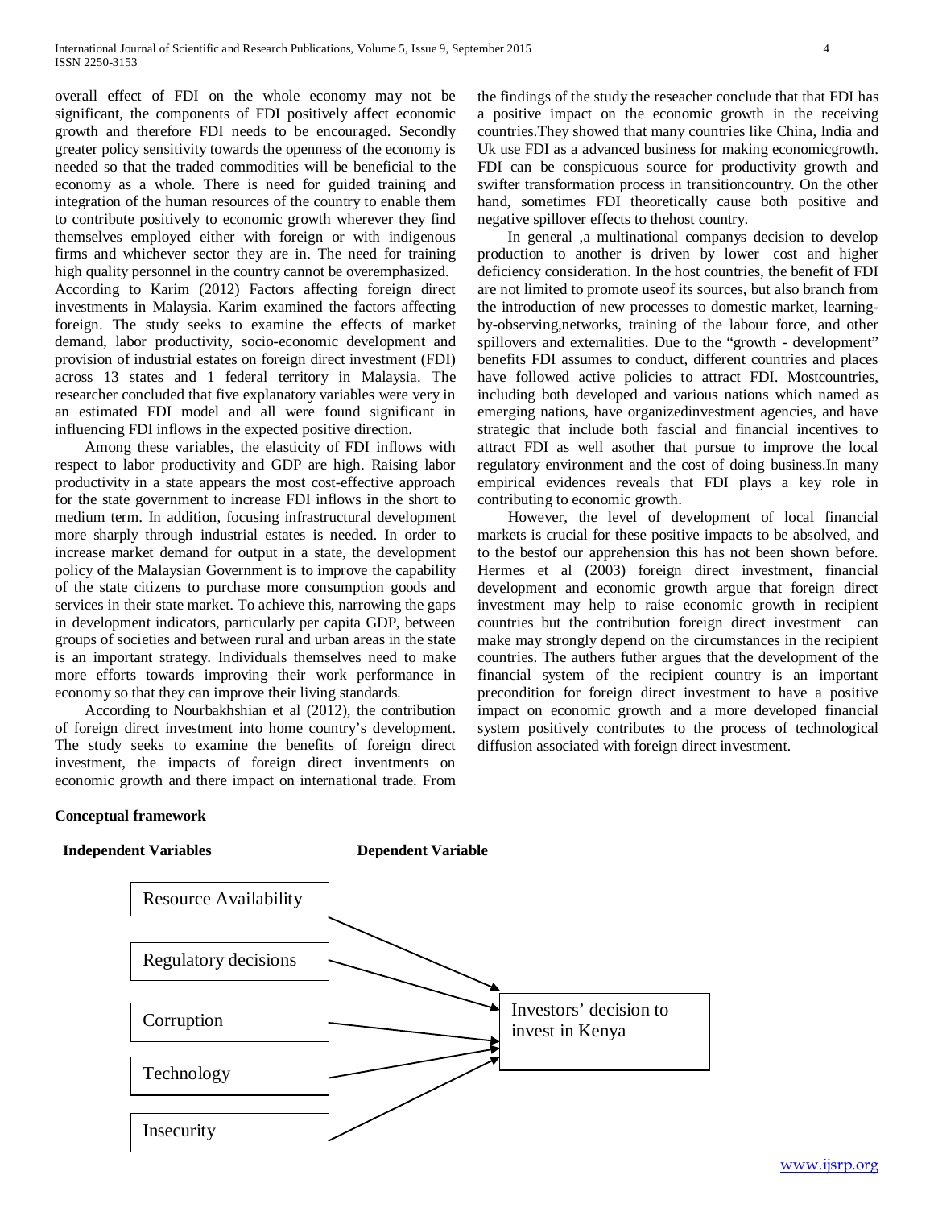overall effect of FDI on the whole economy may not be significant, the components of FDI positively affect economic growth and therefore FDI needs to be encouraged. Secondly greater policy sensitivity towards the openness of the economy is needed so that the traded commodities will be beneficial to the economy as a whole. There is need for guided training and integration of the human resources of the country to enable them to contribute positively to economic growth wherever they find themselves employed either with foreign or with indigenous firms and whichever sector they are in. The need for training high quality personnel in the country cannot be overemphasized.

According to Karim (2012) Factors affecting foreign direct investments in Malaysia. Karim examined the factors affecting foreign. The study seeks to examine the effects of market demand, labor productivity, socio-economic development and provision of industrial estates on foreign direct investment (FDI) across 13 states and 1 federal territory in Malaysia. The researcher concluded that five explanatory variables were very in an estimated FDI model and all were found significant in influencing FDI inflows in the expected positive direction.

Among these variables, the elasticity of FDI inflows with respect to labor productivity and GDP are high. Raising labor productivity in a state appears the most cost-effective approach for the state government to increase FDI inflows in the short to medium term. In addition, focusing infrastructural development more sharply through industrial estates is needed. In order to increase market demand for output in a state, the development policy of the Malaysian Government is to improve the capability of the state citizens to purchase more consumption goods and services in their state market. To achieve this, narrowing the gaps in development indicators, particularly per capita GDP, between groups of societies and between rural and urban areas in the state is an important strategy. Individuals themselves need to make more efforts towards improving their work performance in economy so that they can improve their living standards.

According to Nourbakhshian et al (2012), the contribution of foreign direct investment into home country's development. The study seeks to examine the benefits of foreign direct investment, the impacts of foreign direct inventments on economic growth and there impact on international trade. From the findings of the study the reseacher conclude that that FDI has a positive impact on the economic growth in the receiving countries.They showed that many countries like China, India and Uk use FDI as a advanced business for making economicgrowth. FDI can be conspicuous source for productivity growth and swifter transformation process in transitioncountry. On the other hand, sometimes FDI theoretically cause both positive and negative spillover effects to thehost country.

In general ,a multinational companys decision to develop production to another is driven by lower cost and higher deficiency consideration. In the host countries, the benefit of FDI are not limited to promote useof its sources, but also branch from the introduction of new processes to domestic market, learning-by-observing,networks, training of the labour force, and other spillovers and externalities. Due to the "growth - development" benefits FDI assumes to conduct, different countries and places have followed active policies to attract FDI. Mostcountries, including both developed and various nations which named as emerging nations, have organizedinvestment agencies, and have strategic that include both fascial and financial incentives to attract FDI as well asother that pursue to improve the local regulatory environment and the cost of doing business.In many empirical evidences reveals that FDI plays a key role in contributing to economic growth.

However, the level of development of local financial markets is crucial for these positive impacts to be absolved, and to the bestof our apprehension this has not been shown before. Hermes et al (2003) foreign direct investment, financial development and economic growth argue that foreign direct investment may help to raise economic growth in recipient countries but the contribution foreign direct investment can make may strongly depend on the circumstances in the recipient countries. The authers futher argues that the development of the financial system of the recipient country is an important precondition for foreign direct investment to have a positive impact on economic growth and a more developed financial system positively contributes to the process of technological diffusion associated with foreign direct investment.

**Conceptual framework**

| **Independent Variables** | | **Dependent Variable** |
|---|---|---|
| Resource Availability | → | Investors' decision to invest in Kenya |
| Regulatory decisions | → | |
| Corruption | → | |
| Technology | → | |
| Insecurity | → | |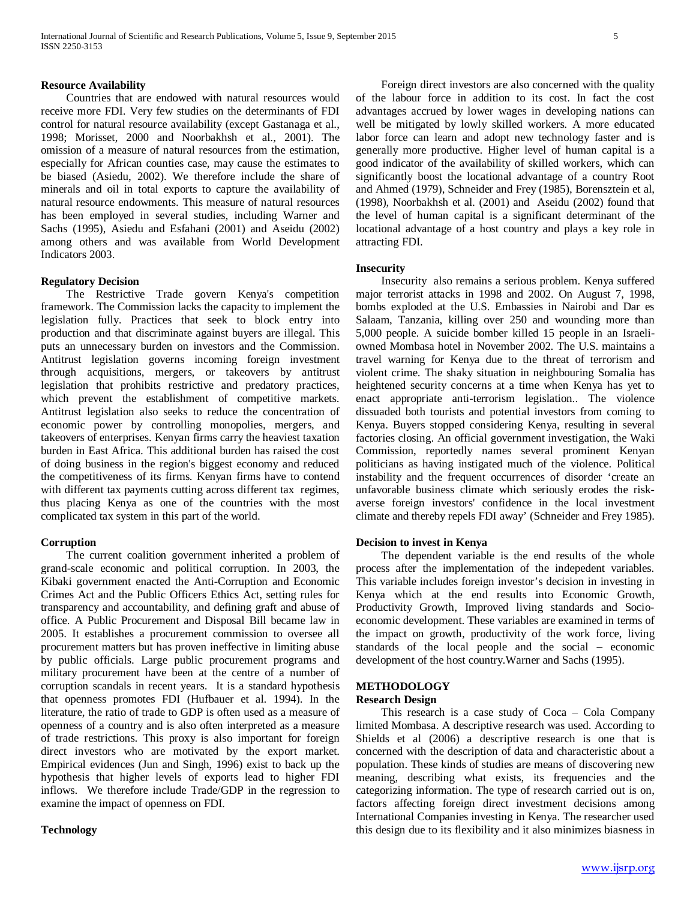**Resource Availability**

Countries that are endowed with natural resources would receive more FDI. Very few studies on the determinants of FDI control for natural resource availability (except Gastanaga et al., 1998; Morisset, 2000 and Noorbakhsh et al., 2001). The omission of a measure of natural resources from the estimation, especially for African counties case, may cause the estimates to be biased (Asiedu, 2002). We therefore include the share of minerals and oil in total exports to capture the availability of natural resource endowments. This measure of natural resources has been employed in several studies, including Warner and Sachs (1995), Asiedu and Esfahani (2001) and Aseidu (2002) among others and was available from World Development Indicators 2003.

**Regulatory Decision**

The Restrictive Trade govern Kenya's competition framework. The Commission lacks the capacity to implement the legislation fully. Practices that seek to block entry into production and that discriminate against buyers are illegal. This puts an unnecessary burden on investors and the Commission. Antitrust legislation governs incoming foreign investment through acquisitions, mergers, or takeovers by antitrust legislation that prohibits restrictive and predatory practices, which prevent the establishment of competitive markets. Antitrust legislation also seeks to reduce the concentration of economic power by controlling monopolies, mergers, and takeovers of enterprises. Kenyan firms carry the heaviest taxation burden in East Africa. This additional burden has raised the cost of doing business in the region's biggest economy and reduced the competitiveness of its firms. Kenyan firms have to contend with different tax payments cutting across different tax regimes, thus placing Kenya as one of the countries with the most complicated tax system in this part of the world.

**Corruption**

The current coalition government inherited a problem of grand-scale economic and political corruption. In 2003, the Kibaki government enacted the Anti-Corruption and Economic Crimes Act and the Public Officers Ethics Act, setting rules for transparency and accountability, and defining graft and abuse of office. A Public Procurement and Disposal Bill became law in 2005. It establishes a procurement commission to oversee all procurement matters but has proven ineffective in limiting abuse by public officials. Large public procurement programs and military procurement have been at the centre of a number of corruption scandals in recent years. It is a standard hypothesis that openness promotes FDI (Hufbauer et al. 1994). In the literature, the ratio of trade to GDP is often used as a measure of openness of a country and is also often interpreted as a measure of trade restrictions. This proxy is also important for foreign direct investors who are motivated by the export market. Empirical evidences (Jun and Singh, 1996) exist to back up the hypothesis that higher levels of exports lead to higher FDI inflows. We therefore include Trade/GDP in the regression to examine the impact of openness on FDI.

**Technology**

Foreign direct investors are also concerned with the quality of the labour force in addition to its cost. In fact the cost advantages accrued by lower wages in developing nations can well be mitigated by lowly skilled workers. A more educated labor force can learn and adopt new technology faster and is generally more productive. Higher level of human capital is a good indicator of the availability of skilled workers, which can significantly boost the locational advantage of a country Root and Ahmed (1979), Schneider and Frey (1985), Borensztein et al, (1998), Noorbakhsh et al. (2001) and Aseidu (2002) found that the level of human capital is a significant determinant of the locational advantage of a host country and plays a key role in attracting FDI.

**Insecurity**

Insecurity also remains a serious problem. Kenya suffered major terrorist attacks in 1998 and 2002. On August 7, 1998, bombs exploded at the U.S. Embassies in Nairobi and Dar es Salaam, Tanzania, killing over 250 and wounding more than 5,000 people. A suicide bomber killed 15 people in an Israeli-owned Mombasa hotel in November 2002. The U.S. maintains a travel warning for Kenya due to the threat of terrorism and violent crime. The shaky situation in neighbouring Somalia has heightened security concerns at a time when Kenya has yet to enact appropriate anti-terrorism legislation.. The violence dissuaded both tourists and potential investors from coming to Kenya. Buyers stopped considering Kenya, resulting in several factories closing. An official government investigation, the Waki Commission, reportedly names several prominent Kenyan politicians as having instigated much of the violence. Political instability and the frequent occurrences of disorder 'create an unfavorable business climate which seriously erodes the risk-averse foreign investors' confidence in the local investment climate and thereby repels FDI away' (Schneider and Frey 1985).

**Decision to invest in Kenya**

The dependent variable is the end results of the whole process after the implementation of the indepedent variables. This variable includes foreign investor's decision in investing in Kenya which at the end results into Economic Growth, Productivity Growth, Improved living standards and Socio-economic development. These variables are examined in terms of the impact on growth, productivity of the work force, living standards of the local people and the social – economic development of the host country.Warner and Sachs (1995).

## METHODOLOGY

**Research Design**

This research is a case study of Coca – Cola Company limited Mombasa. A descriptive research was used. According to Shields et al (2006) a descriptive research is one that is concerned with the description of data and characteristic about a population. These kinds of studies are means of discovering new meaning, describing what exists, its frequencies and the categorizing information. The type of research carried out is on, factors affecting foreign direct investment decisions among International Companies investing in Kenya. The researcher used this design due to its flexibility and it also minimizes biasness in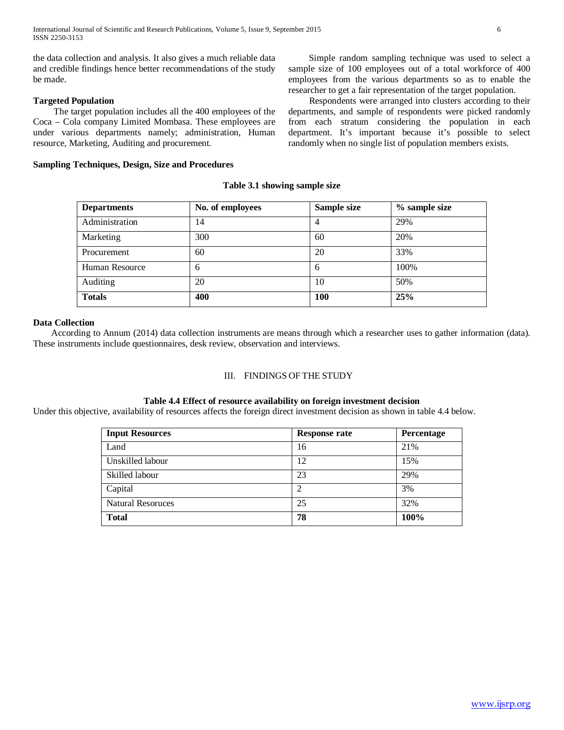the data collection and analysis. It also gives a much reliable data and credible findings hence better recommendations of the study be made.

### Targeted Population

The target population includes all the 400 employees of the Coca – Cola company Limited Mombasa. These employees are under various departments namely; administration, Human resource, Marketing, Auditing and procurement.

### Sampling Techniques, Design, Size and Procedures

Simple random sampling technique was used to select a sample size of 100 employees out of a total workforce of 400 employees from the various departments so as to enable the researcher to get a fair representation of the target population.

Respondents were arranged into clusters according to their departments, and sample of respondents were picked randomly from each stratum considering the population in each department. It's important because it's possible to select randomly when no single list of population members exists.

**Table 3.1 showing sample size**

| Departments | No. of employees | Sample size | % sample size |
|---|---|---|---|
| Administration | 14 | 4 | 29% |
| Marketing | 300 | 60 | 20% |
| Procurement | 60 | 20 | 33% |
| Human Resource | 6 | 6 | 100% |
| Auditing | 20 | 10 | 50% |
| **Totals** | **400** | **100** | **25%** |

### Data Collection

According to Annum (2014) data collection instruments are means through which a researcher uses to gather information (data). These instruments include questionnaires, desk review, observation and interviews.

## III. FINDINGS OF THE STUDY

**Table 4.4 Effect of resource availability on foreign investment decision**

Under this objective, availability of resources affects the foreign direct investment decision as shown in table 4.4 below.

| Input Resources | Response rate | Percentage |
|---|---|---|
| Land | 16 | 21% |
| Unskilled labour | 12 | 15% |
| Skilled labour | 23 | 29% |
| Capital | 2 | 3% |
| Natural Resoruces | 25 | 32% |
| **Total** | **78** | **100%** |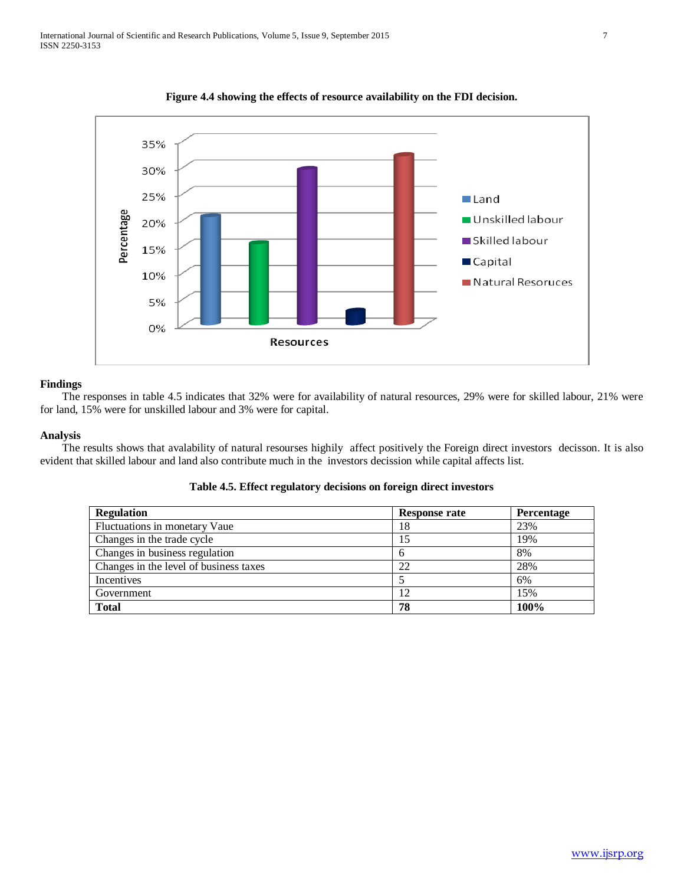**Figure 4.4 showing the effects of resource availability on the FDI decision.**

**Findings**

The responses in table 4.5 indicates that 32% were for availability of natural resources, 29% were for skilled labour, 21% were for land, 15% were for unskilled labour and 3% were for capital.

**Analysis**

The results shows that avalability of natural resourses highily affect positively the Foreign direct investors decisson. It is also evident that skilled labour and land also contribute much in the investors decission while capital affects list.

**Table 4.5. Effect regulatory decisions on foreign direct investors**

| Regulation | Response rate | Percentage |
| --- | --- | --- |
| Fluctuations in monetary Vaue | 18 | 23% |
| Changes in the trade cycle | 15 | 19% |
| Changes in business regulation | 6 | 8% |
| Changes in the level of business taxes | 22 | 28% |
| Incentives | 5 | 6% |
| Government | 12 | 15% |
| **Total** | **78** | **100%** |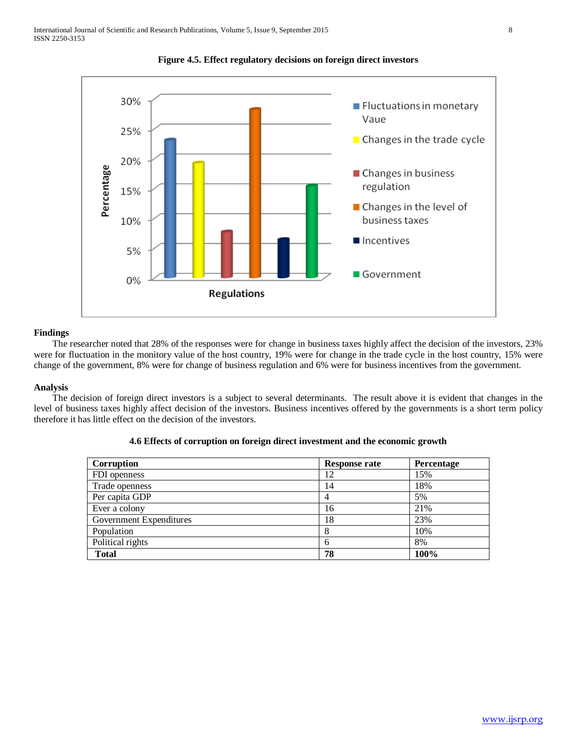**Figure 4.5. Effect regulatory decisions on foreign direct investors**

**Findings**

The researcher noted that 28% of the responses were for change in business taxes highly affect the decision of the investors, 23% were for fluctuation in the monitory value of the host country, 19% were for change in the trade cycle in the host country, 15% were change of the government, 8% were for change of business regulation and 6% were for business incentives from the government.

**Analysis**

The decision of foreign direct investors is a subject to several determinants. The result above it is evident that changes in the level of business taxes highly affect decision of the investors. Business incentives offered by the governments is a short term policy therefore it has little effect on the decision of the investors.

**4.6 Effects of corruption on foreign direct investment and the economic growth**

| Corruption | Response rate | Percentage |
|---|---|---|
| FDI openness | 12 | 15% |
| Trade openness | 14 | 18% |
| Per capita GDP | 4 | 5% |
| Ever a colony | 16 | 21% |
| Government Expenditures | 18 | 23% |
| Population | 8 | 10% |
| Political rights | 6 | 8% |
| **Total** | **78** | **100%** |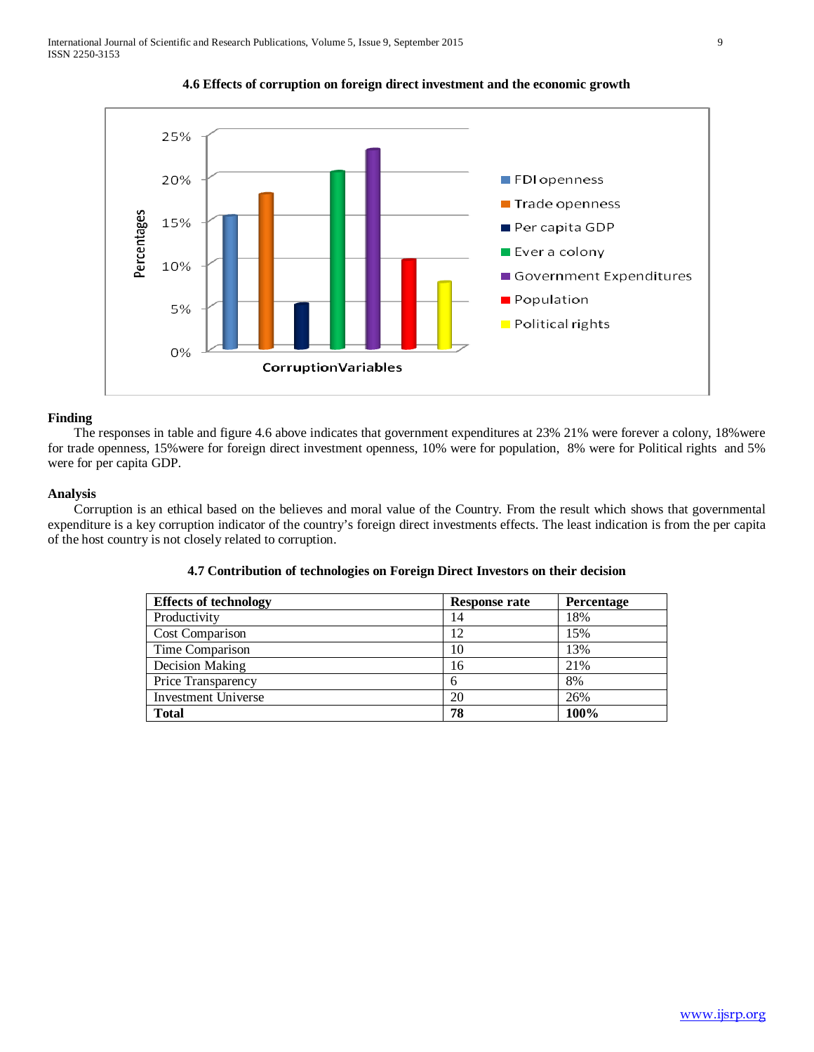### 4.6 Effects of corruption on foreign direct investment and the economic growth

**Finding**

The responses in table and figure 4.6 above indicates that government expenditures at 23% 21% were forever a colony, 18%were for trade openness, 15%were for foreign direct investment openness, 10% were for population, 8% were for Political rights and 5% were for per capita GDP.

**Analysis**

Corruption is an ethical based on the believes and moral value of the Country. From the result which shows that governmental expenditure is a key corruption indicator of the country's foreign direct investments effects. The least indication is from the per capita of the host country is not closely related to corruption.

### 4.7 Contribution of technologies on Foreign Direct Investors on their decision

| Effects of technology | Response rate | Percentage |
|---|---|---|
| Productivity | 14 | 18% |
| Cost Comparison | 12 | 15% |
| Time Comparison | 10 | 13% |
| Decision Making | 16 | 21% |
| Price Transparency | 6 | 8% |
| Investment Universe | 20 | 26% |
| **Total** | **78** | **100%** |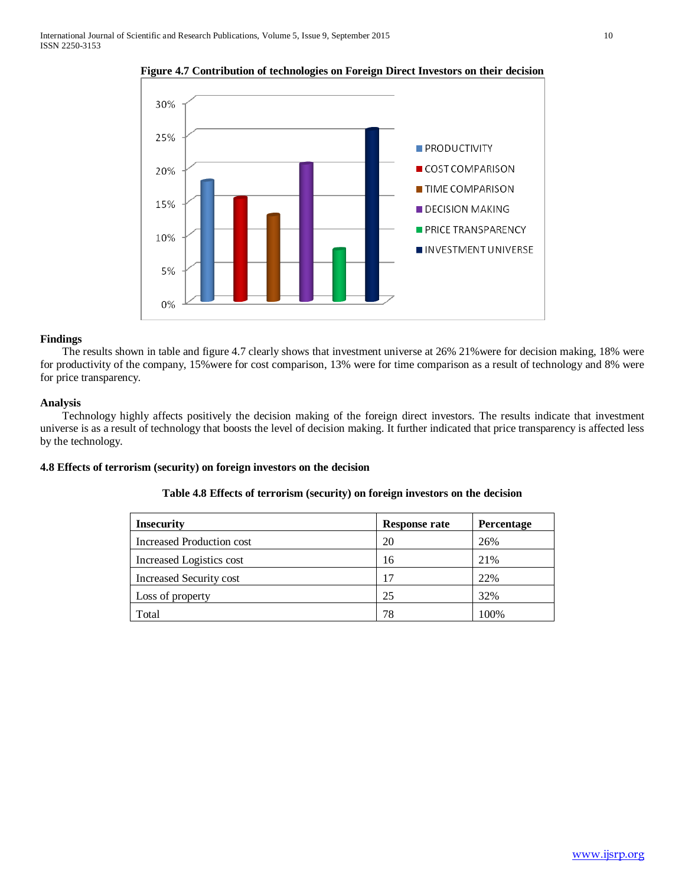**Figure 4.7 Contribution of technologies on Foreign Direct Investors on their decision**

**Findings**

The results shown in table and figure 4.7 clearly shows that investment universe at 26% 21%were for decision making, 18% were for productivity of the company, 15%were for cost comparison, 13% were for time comparison as a result of technology and 8% were for price transparency.

**Analysis**

Technology highly affects positively the decision making of the foreign direct investors. The results indicate that investment universe is as a result of technology that boosts the level of decision making. It further indicated that price transparency is affected less by the technology.

### 4.8 Effects of terrorism (security) on foreign investors on the decision

**Table 4.8 Effects of terrorism (security) on foreign investors on the decision**

| Insecurity | Response rate | Percentage |
|---|---|---|
| Increased Production cost | 20 | 26% |
| Increased Logistics cost | 16 | 21% |
| Increased Security cost | 17 | 22% |
| Loss of property | 25 | 32% |
| Total | 78 | 100% |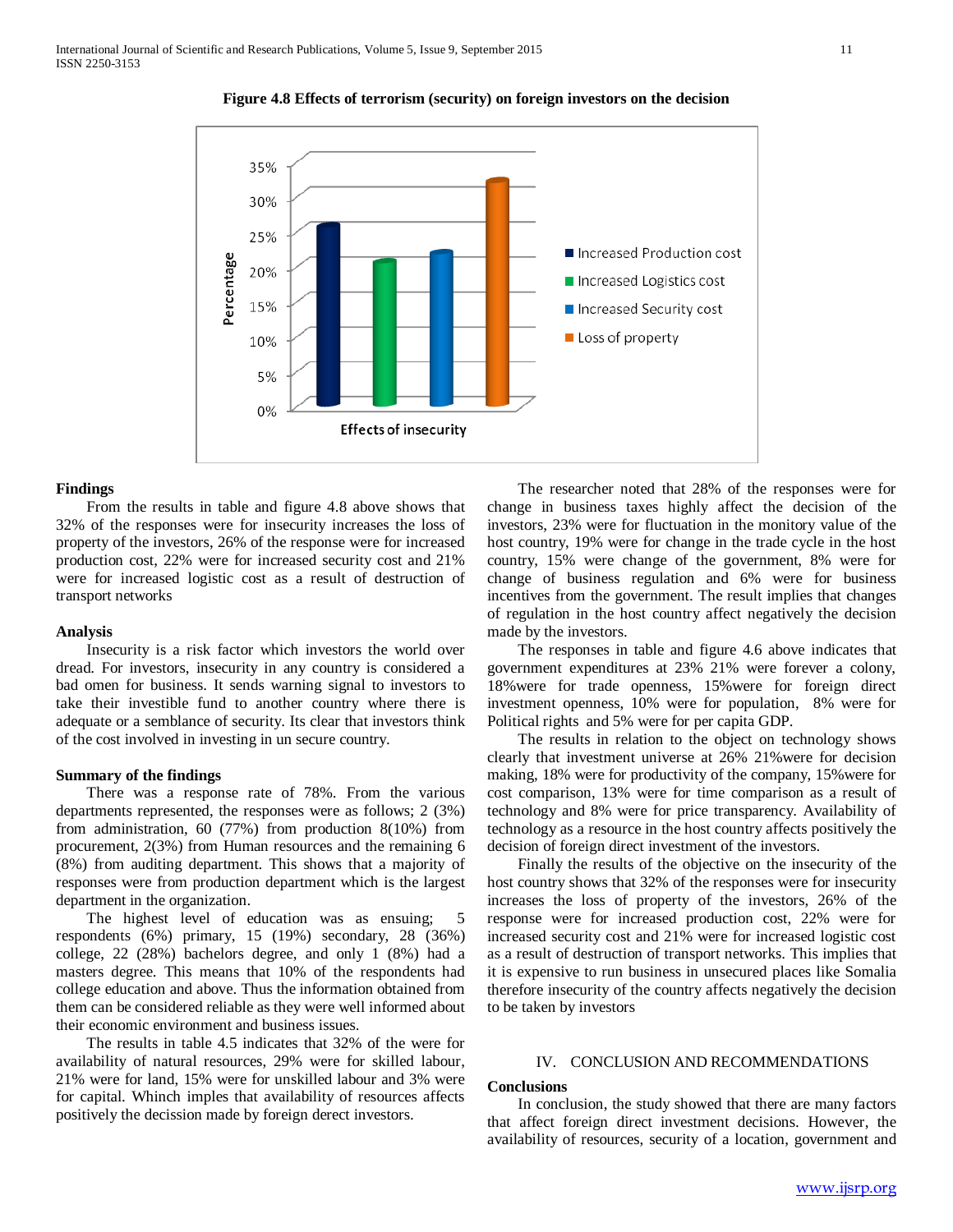**Figure 4.8 Effects of terrorism (security) on foreign investors on the decision**

### Findings

From the results in table and figure 4.8 above shows that 32% of the responses were for insecurity increases the loss of property of the investors, 26% of the response were for increased production cost, 22% were for increased security cost and 21% were for increased logistic cost as a result of destruction of transport networks

### Analysis

Insecurity is a risk factor which investors the world over dread. For investors, insecurity in any country is considered a bad omen for business. It sends warning signal to investors to take their investible fund to another country where there is adequate or a semblance of security. Its clear that investors think of the cost involved in investing in un secure country.

### Summary of the findings

There was a response rate of 78%. From the various departments represented, the responses were as follows; 2 (3%) from administration, 60 (77%) from production 8(10%) from procurement, 2(3%) from Human resources and the remaining 6 (8%) from auditing department. This shows that a majority of responses were from production department which is the largest department in the organization.

The highest level of education was as ensuing; 5 respondents (6%) primary, 15 (19%) secondary, 28 (36%) college, 22 (28%) bachelors degree, and only 1 (8%) had a masters degree. This means that 10% of the respondents had college education and above. Thus the information obtained from them can be considered reliable as they were well informed about their economic environment and business issues.

The results in table 4.5 indicates that 32% of the were for availability of natural resources, 29% were for skilled labour, 21% were for land, 15% were for unskilled labour and 3% were for capital. Whinch imples that availability of resources affects positively the decission made by foreign derect investors.

The researcher noted that 28% of the responses were for change in business taxes highly affect the decision of the investors, 23% were for fluctuation in the monitory value of the host country, 19% were for change in the trade cycle in the host country, 15% were change of the government, 8% were for change of business regulation and 6% were for business incentives from the government. The result implies that changes of regulation in the host country affect negatively the decision made by the investors.

The responses in table and figure 4.6 above indicates that government expenditures at 23% 21% were forever a colony, 18%were for trade openness, 15%were for foreign direct investment openness, 10% were for population, 8% were for Political rights and 5% were for per capita GDP.

The results in relation to the object on technology shows clearly that investment universe at 26% 21%were for decision making, 18% were for productivity of the company, 15%were for cost comparison, 13% were for time comparison as a result of technology and 8% were for price transparency. Availability of technology as a resource in the host country affects positively the decision of foreign direct investment of the investors.

Finally the results of the objective on the insecurity of the host country shows that 32% of the responses were for insecurity increases the loss of property of the investors, 26% of the response were for increased production cost, 22% were for increased security cost and 21% were for increased logistic cost as a result of destruction of transport networks. This implies that it is expensive to run business in unsecured places like Somalia therefore insecurity of the country affects negatively the decision to be taken by investors

## IV. CONCLUSION AND RECOMMENDATIONS

### Conclusions

In conclusion, the study showed that there are many factors that affect foreign direct investment decisions. However, the availability of resources, security of a location, government and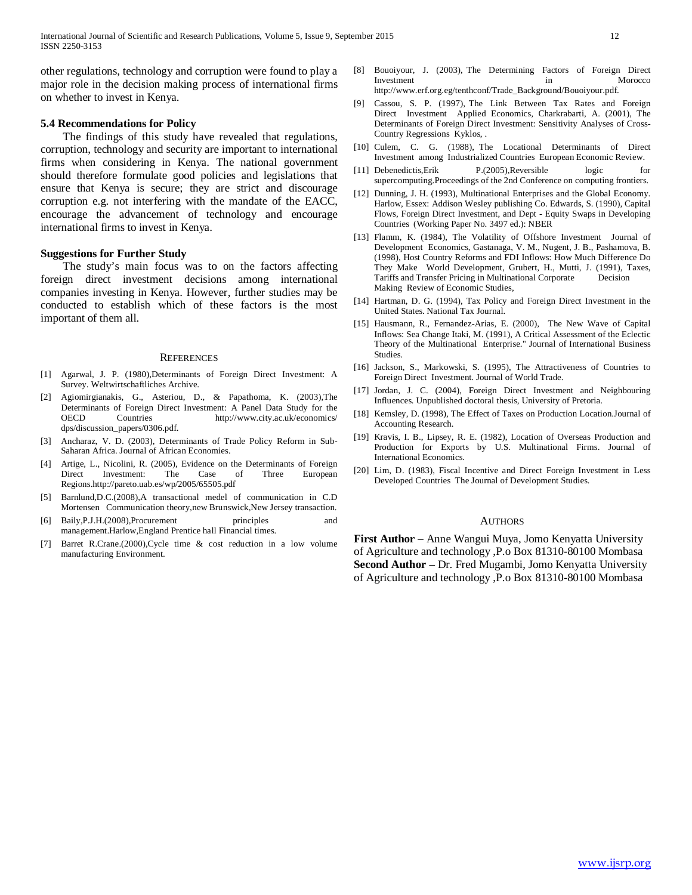other regulations, technology and corruption were found to play a major role in the decision making process of international firms on whether to invest in Kenya.

### 5.4 Recommendations for Policy

The findings of this study have revealed that regulations, corruption, technology and security are important to international firms when considering in Kenya. The national government should therefore formulate good policies and legislations that ensure that Kenya is secure; they are strict and discourage corruption e.g. not interfering with the mandate of the EACC, encourage the advancement of technology and encourage international firms to invest in Kenya.

### Suggestions for Further Study

The study's main focus was to on the factors affecting foreign direct investment decisions among international companies investing in Kenya. However, further studies may be conducted to establish which of these factors is the most important of them all.

## REFERENCES

[1] Agarwal, J. P. (1980),Determinants of Foreign Direct Investment: A Survey. Weltwirtschaftliches Archive.

[2] Agiomirgianakis, G., Asteriou, D., & Papathoma, K. (2003),The Determinants of Foreign Direct Investment: A Panel Data Study for the OECD Countries http://www.city.ac.uk/economics/ dps/discussion_papers/0306.pdf.

[3] Ancharaz, V. D. (2003), Determinants of Trade Policy Reform in Sub-Saharan Africa. Journal of African Economies.

[4] Artige, L., Nicolini, R. (2005), Evidence on the Determinants of Foreign Direct Investment: The Case of Three European Regions.http://pareto.uab.es/wp/2005/65505.pdf

[5] Barnlund,D.C.(2008),A transactional medel of communication in C.D Mortensen Communication theory,new Brunswick,New Jersey transaction.

[6] Baily,P.J.H.(2008),Procurement principles and management.Harlow,England Prentice hall Financial times.

[7] Barret R.Crane.(2000),Cycle time & cost reduction in a low volume manufacturing Environment.

[8] Bouoiyour, J. (2003), The Determining Factors of Foreign Direct Investment in Morocco http://www.erf.org.eg/tenthconf/Trade_Background/Bouoiyour.pdf.

[9] Cassou, S. P. (1997), The Link Between Tax Rates and Foreign Direct Investment Applied Economics, Charkrabarti, A. (2001), The Determinants of Foreign Direct Investment: Sensitivity Analyses of Cross-Country Regressions Kyklos, .

[10] Culem, C. G. (1988), The Locational Determinants of Direct Investment among Industrialized Countries European Economic Review.

[11] Debenedictis,Erik P.(2005),Reversible logic for supercomputing.Proceedings of the 2nd Conference on computing frontiers.

[12] Dunning, J. H. (1993), Multinational Enterprises and the Global Economy. Harlow, Essex: Addison Wesley publishing Co. Edwards, S. (1990), Capital Flows, Foreign Direct Investment, and Dept - Equity Swaps in Developing Countries (Working Paper No. 3497 ed.): NBER

[13] Flamm, K. (1984), The Volatility of Offshore Investment Journal of Development Economics, Gastanaga, V. M., Nugent, J. B., Pashamova, B. (1998), Host Country Reforms and FDI Inflows: How Much Difference Do They Make World Development, Grubert, H., Mutti, J. (1991), Taxes, Tariffs and Transfer Pricing in Multinational Corporate Decision Making Review of Economic Studies,

[14] Hartman, D. G. (1994), Tax Policy and Foreign Direct Investment in the United States. National Tax Journal.

[15] Hausmann, R., Fernandez-Arias, E. (2000), The New Wave of Capital Inflows: Sea Change Itaki, M. (1991), A Critical Assessment of the Eclectic Theory of the Multinational Enterprise." Journal of International Business Studies.

[16] Jackson, S., Markowski, S. (1995), The Attractiveness of Countries to Foreign Direct Investment. Journal of World Trade.

[17] Jordan, J. C. (2004), Foreign Direct Investment and Neighbouring Influences. Unpublished doctoral thesis, University of Pretoria.

[18] Kemsley, D. (1998), The Effect of Taxes on Production Location.Journal of Accounting Research.

[19] Kravis, I. B., Lipsey, R. E. (1982), Location of Overseas Production and Production for Exports by U.S. Multinational Firms. Journal of International Economics.

[20] Lim, D. (1983), Fiscal Incentive and Direct Foreign Investment in Less Developed Countries The Journal of Development Studies.

## AUTHORS

**First Author** – Anne Wangui Muya, Jomo Kenyatta University of Agriculture and technology ,P.o Box 81310-80100 Mombasa

**Second Author** – Dr. Fred Mugambi, Jomo Kenyatta University of Agriculture and technology ,P.o Box 81310-80100 Mombasa